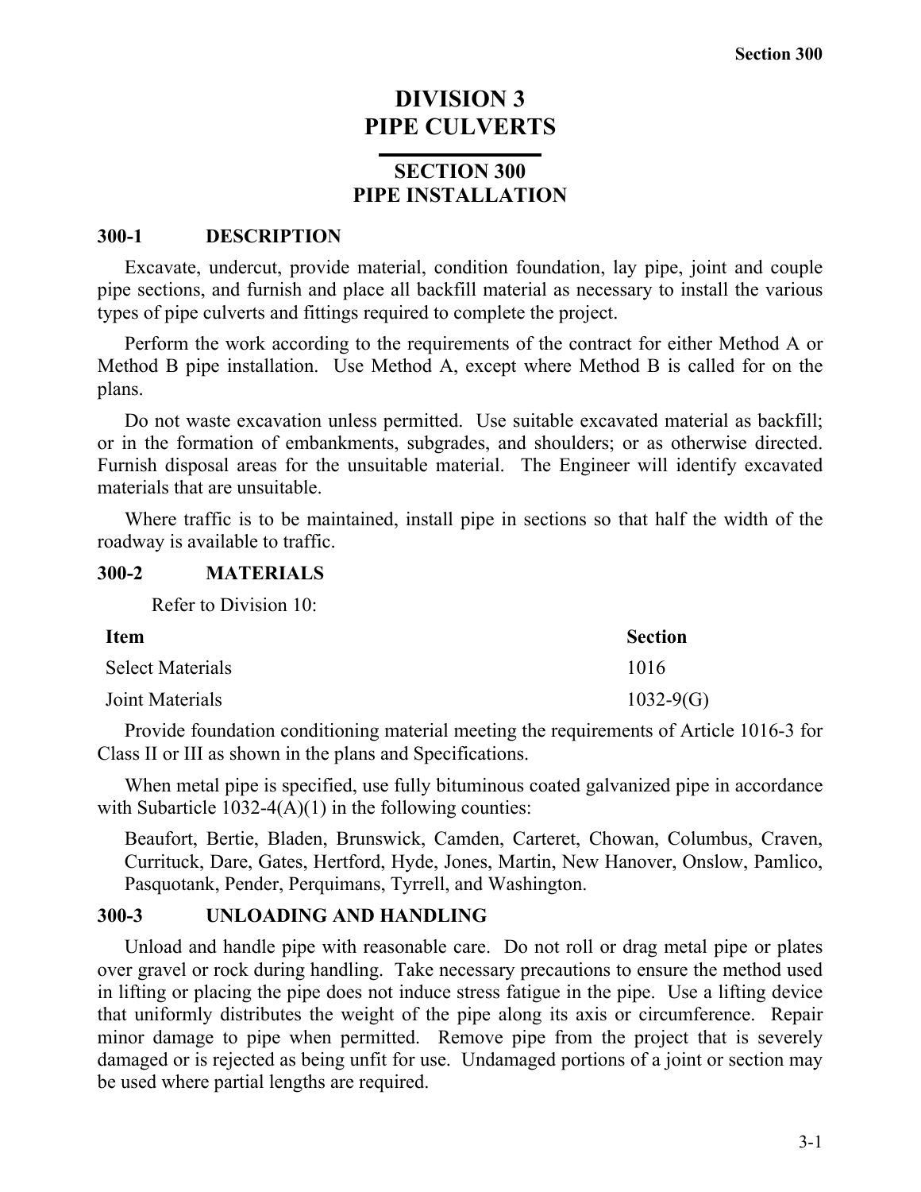# DIVISION 3
# PIPE CULVERTS

## SECTION 300
## PIPE INSTALLATION

### 300-1 DESCRIPTION

Excavate, undercut, provide material, condition foundation, lay pipe, joint and couple pipe sections, and furnish and place all backfill material as necessary to install the various types of pipe culverts and fittings required to complete the project.

Perform the work according to the requirements of the contract for either Method A or Method B pipe installation. Use Method A, except where Method B is called for on the plans.

Do not waste excavation unless permitted. Use suitable excavated material as backfill; or in the formation of embankments, subgrades, and shoulders; or as otherwise directed. Furnish disposal areas for the unsuitable material. The Engineer will identify excavated materials that are unsuitable.

Where traffic is to be maintained, install pipe in sections so that half the width of the roadway is available to traffic.

### 300-2 MATERIALS

Refer to Division 10:

| Item | Section |
|---|---|
| Select Materials | 1016 |
| Joint Materials | 1032-9(G) |

Provide foundation conditioning material meeting the requirements of Article 1016-3 for Class II or III as shown in the plans and Specifications.

When metal pipe is specified, use fully bituminous coated galvanized pipe in accordance with Subarticle 1032-4(A)(1) in the following counties:

Beaufort, Bertie, Bladen, Brunswick, Camden, Carteret, Chowan, Columbus, Craven, Currituck, Dare, Gates, Hertford, Hyde, Jones, Martin, New Hanover, Onslow, Pamlico, Pasquotank, Pender, Perquimans, Tyrrell, and Washington.

### 300-3 UNLOADING AND HANDLING

Unload and handle pipe with reasonable care. Do not roll or drag metal pipe or plates over gravel or rock during handling. Take necessary precautions to ensure the method used in lifting or placing the pipe does not induce stress fatigue in the pipe. Use a lifting device that uniformly distributes the weight of the pipe along its axis or circumference. Repair minor damage to pipe when permitted. Remove pipe from the project that is severely damaged or is rejected as being unfit for use. Undamaged portions of a joint or section may be used where partial lengths are required.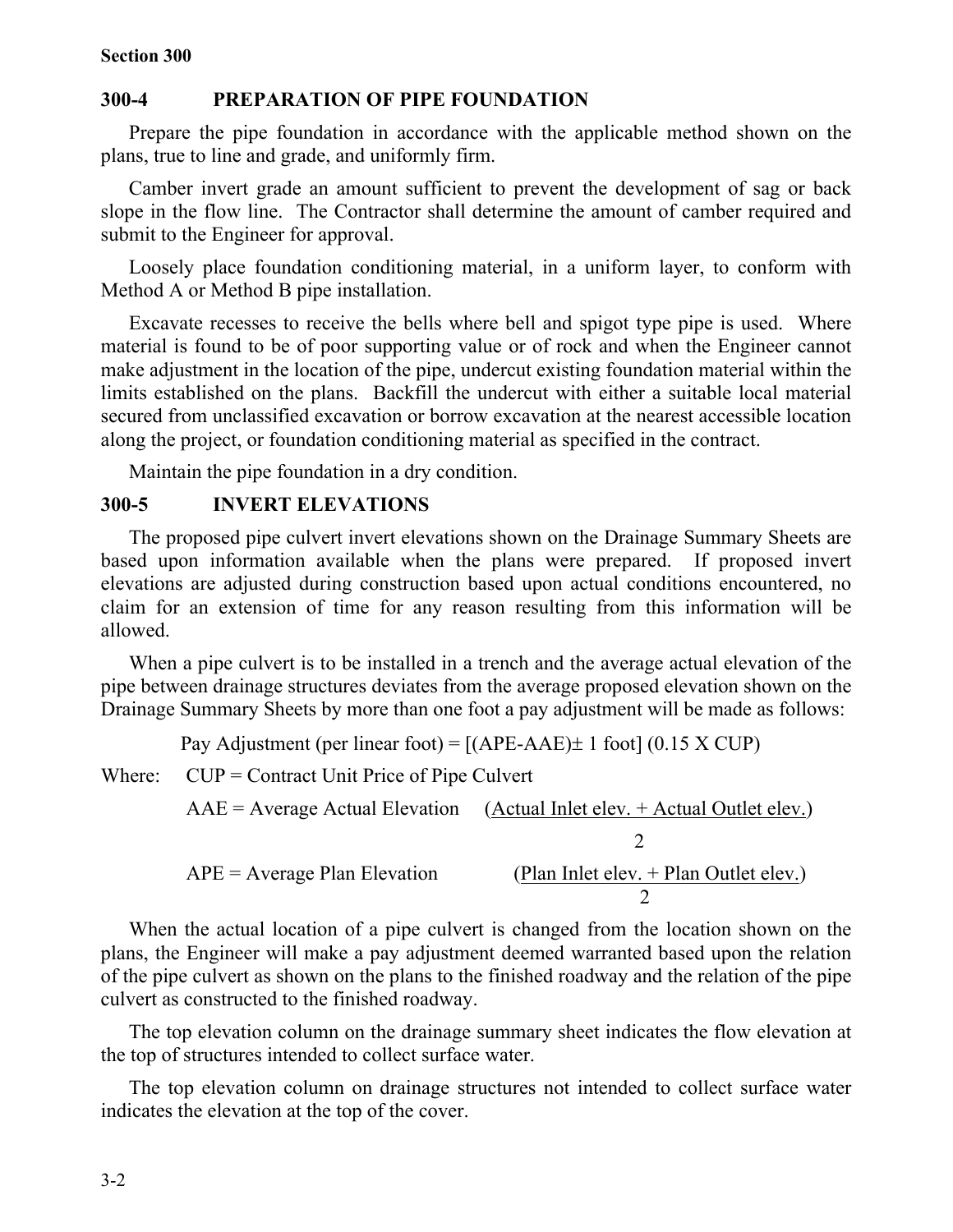## 300-4 PREPARATION OF PIPE FOUNDATION

Prepare the pipe foundation in accordance with the applicable method shown on the plans, true to line and grade, and uniformly firm.

Camber invert grade an amount sufficient to prevent the development of sag or back slope in the flow line. The Contractor shall determine the amount of camber required and submit to the Engineer for approval.

Loosely place foundation conditioning material, in a uniform layer, to conform with Method A or Method B pipe installation.

Excavate recesses to receive the bells where bell and spigot type pipe is used. Where material is found to be of poor supporting value or of rock and when the Engineer cannot make adjustment in the location of the pipe, undercut existing foundation material within the limits established on the plans. Backfill the undercut with either a suitable local material secured from unclassified excavation or borrow excavation at the nearest accessible location along the project, or foundation conditioning material as specified in the contract.

Maintain the pipe foundation in a dry condition.

## 300-5 INVERT ELEVATIONS

The proposed pipe culvert invert elevations shown on the Drainage Summary Sheets are based upon information available when the plans were prepared. If proposed invert elevations are adjusted during construction based upon actual conditions encountered, no claim for an extension of time for any reason resulting from this information will be allowed.

When a pipe culvert is to be installed in a trench and the average actual elevation of the pipe between drainage structures deviates from the average proposed elevation shown on the Drainage Summary Sheets by more than one foot a pay adjustment will be made as follows:

$$\text{Pay Adjustment (per linear foot)} = [(\text{APE} - \text{AAE}) \pm 1 \text{ foot}]\,(0.15 \times \text{CUP})$$

Where: CUP = Contract Unit Price of Pipe Culvert

$$\text{AAE} = \text{Average Actual Elevation} \quad \frac{\text{Actual Inlet elev.} + \text{Actual Outlet elev.}}{2}$$

$$\text{APE} = \text{Average Plan Elevation} \quad \frac{\text{Plan Inlet elev.} + \text{Plan Outlet elev.}}{2}$$

When the actual location of a pipe culvert is changed from the location shown on the plans, the Engineer will make a pay adjustment deemed warranted based upon the relation of the pipe culvert as shown on the plans to the finished roadway and the relation of the pipe culvert as constructed to the finished roadway.

The top elevation column on the drainage summary sheet indicates the flow elevation at the top of structures intended to collect surface water.

The top elevation column on drainage structures not intended to collect surface water indicates the elevation at the top of the cover.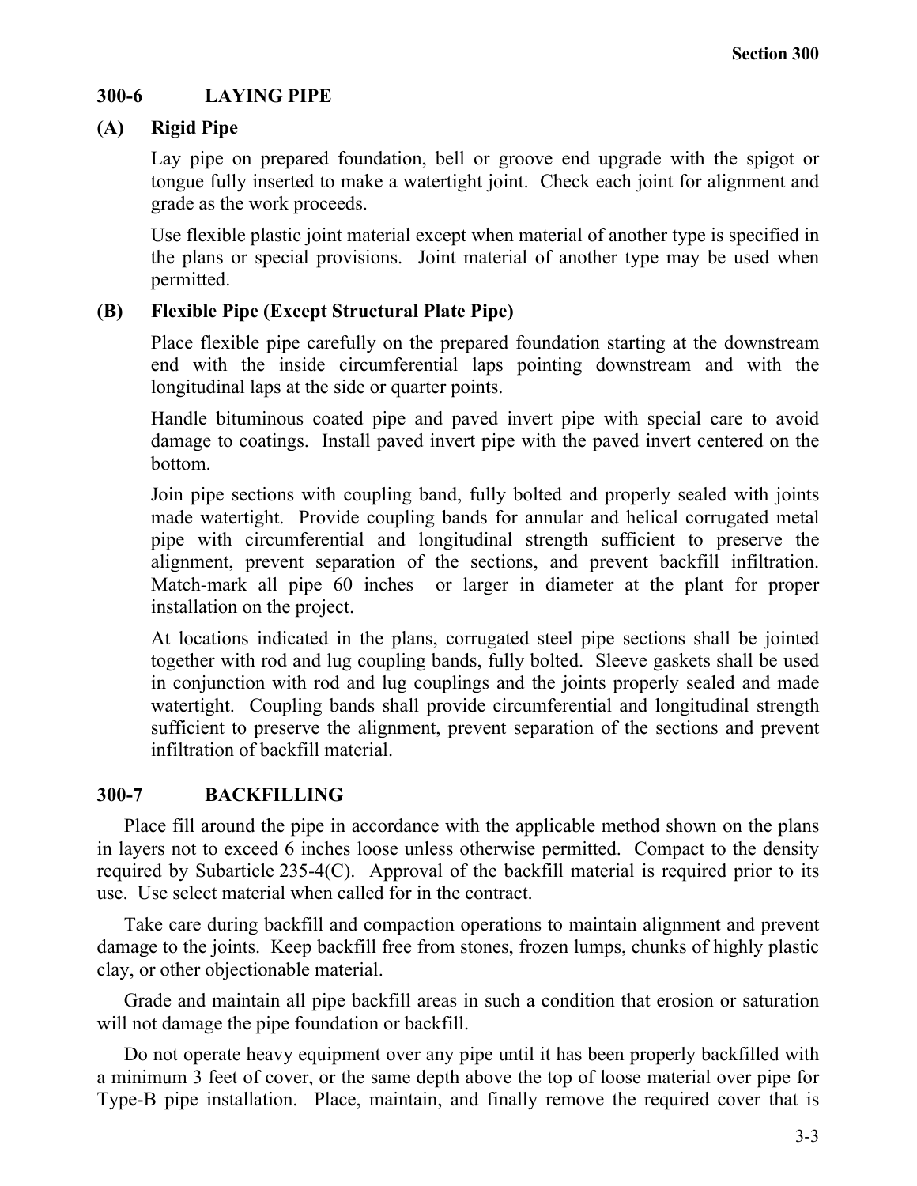## 300-6 LAYING PIPE

### (A) Rigid Pipe

Lay pipe on prepared foundation, bell or groove end upgrade with the spigot or tongue fully inserted to make a watertight joint. Check each joint for alignment and grade as the work proceeds.

Use flexible plastic joint material except when material of another type is specified in the plans or special provisions. Joint material of another type may be used when permitted.

### (B) Flexible Pipe (Except Structural Plate Pipe)

Place flexible pipe carefully on the prepared foundation starting at the downstream end with the inside circumferential laps pointing downstream and with the longitudinal laps at the side or quarter points.

Handle bituminous coated pipe and paved invert pipe with special care to avoid damage to coatings. Install paved invert pipe with the paved invert centered on the bottom.

Join pipe sections with coupling band, fully bolted and properly sealed with joints made watertight. Provide coupling bands for annular and helical corrugated metal pipe with circumferential and longitudinal strength sufficient to preserve the alignment, prevent separation of the sections, and prevent backfill infiltration. Match-mark all pipe 60 inches or larger in diameter at the plant for proper installation on the project.

At locations indicated in the plans, corrugated steel pipe sections shall be jointed together with rod and lug coupling bands, fully bolted. Sleeve gaskets shall be used in conjunction with rod and lug couplings and the joints properly sealed and made watertight. Coupling bands shall provide circumferential and longitudinal strength sufficient to preserve the alignment, prevent separation of the sections and prevent infiltration of backfill material.

## 300-7 BACKFILLING

Place fill around the pipe in accordance with the applicable method shown on the plans in layers not to exceed 6 inches loose unless otherwise permitted. Compact to the density required by Subarticle 235-4(C). Approval of the backfill material is required prior to its use. Use select material when called for in the contract.

Take care during backfill and compaction operations to maintain alignment and prevent damage to the joints. Keep backfill free from stones, frozen lumps, chunks of highly plastic clay, or other objectionable material.

Grade and maintain all pipe backfill areas in such a condition that erosion or saturation will not damage the pipe foundation or backfill.

Do not operate heavy equipment over any pipe until it has been properly backfilled with a minimum 3 feet of cover, or the same depth above the top of loose material over pipe for Type-B pipe installation. Place, maintain, and finally remove the required cover that is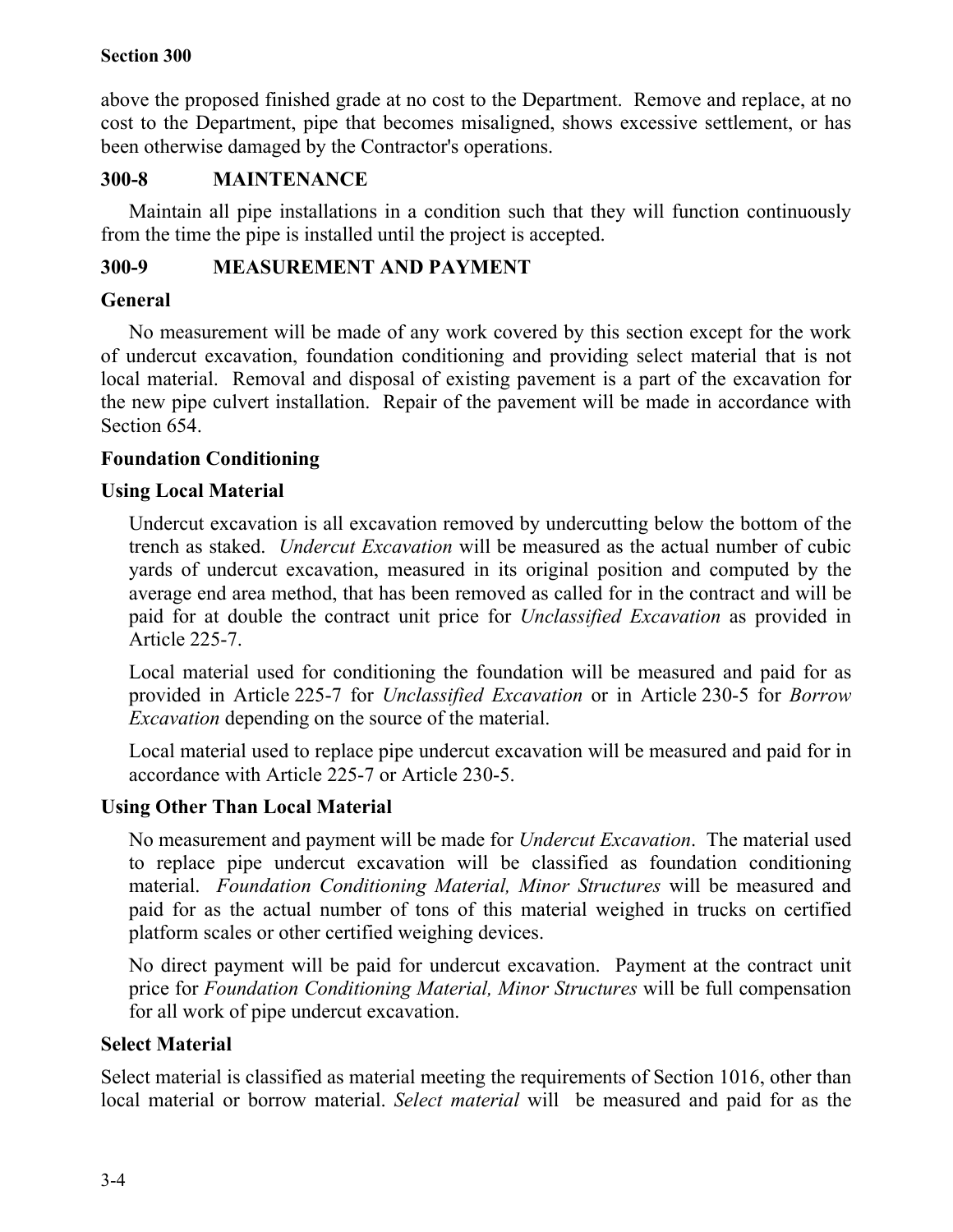above the proposed finished grade at no cost to the Department. Remove and replace, at no cost to the Department, pipe that becomes misaligned, shows excessive settlement, or has been otherwise damaged by the Contractor's operations.

## 300-8 MAINTENANCE

Maintain all pipe installations in a condition such that they will function continuously from the time the pipe is installed until the project is accepted.

## 300-9 MEASUREMENT AND PAYMENT

### General

No measurement will be made of any work covered by this section except for the work of undercut excavation, foundation conditioning and providing select material that is not local material. Removal and disposal of existing pavement is a part of the excavation for the new pipe culvert installation. Repair of the pavement will be made in accordance with Section 654.

### Foundation Conditioning

#### Using Local Material

Undercut excavation is all excavation removed by undercutting below the bottom of the trench as staked. *Undercut Excavation* will be measured as the actual number of cubic yards of undercut excavation, measured in its original position and computed by the average end area method, that has been removed as called for in the contract and will be paid for at double the contract unit price for *Unclassified Excavation* as provided in Article 225-7.

Local material used for conditioning the foundation will be measured and paid for as provided in Article 225-7 for *Unclassified Excavation* or in Article 230-5 for *Borrow Excavation* depending on the source of the material.

Local material used to replace pipe undercut excavation will be measured and paid for in accordance with Article 225-7 or Article 230-5.

#### Using Other Than Local Material

No measurement and payment will be made for *Undercut Excavation*. The material used to replace pipe undercut excavation will be classified as foundation conditioning material. *Foundation Conditioning Material, Minor Structures* will be measured and paid for as the actual number of tons of this material weighed in trucks on certified platform scales or other certified weighing devices.

No direct payment will be paid for undercut excavation. Payment at the contract unit price for *Foundation Conditioning Material, Minor Structures* will be full compensation for all work of pipe undercut excavation.

### Select Material

Select material is classified as material meeting the requirements of Section 1016, other than local material or borrow material. *Select material* will be measured and paid for as the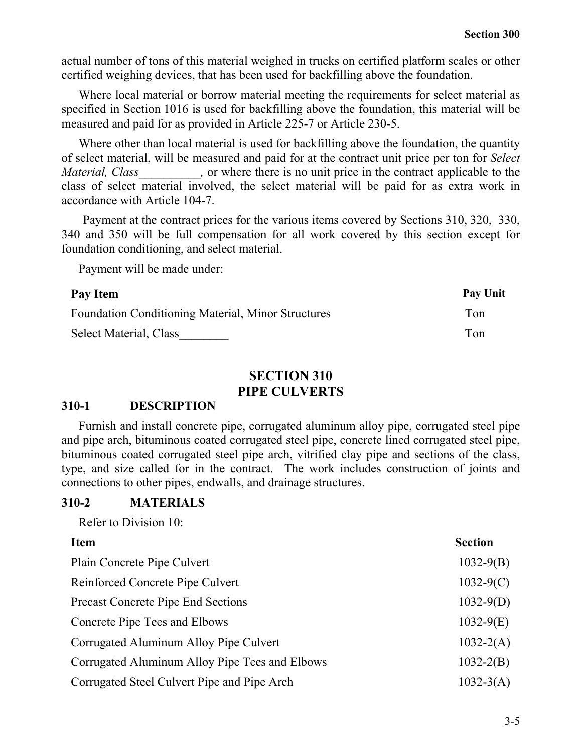actual number of tons of this material weighed in trucks on certified platform scales or other certified weighing devices, that has been used for backfilling above the foundation.

Where local material or borrow material meeting the requirements for select material as specified in Section 1016 is used for backfilling above the foundation, this material will be measured and paid for as provided in Article 225-7 or Article 230-5.

Where other than local material is used for backfilling above the foundation, the quantity of select material, will be measured and paid for at the contract unit price per ton for *Select Material, Class__________,* or where there is no unit price in the contract applicable to the class of select material involved, the select material will be paid for as extra work in accordance with Article 104-7.

Payment at the contract prices for the various items covered by Sections 310, 320, 330, 340 and 350 will be full compensation for all work covered by this section except for foundation conditioning, and select material.

Payment will be made under:

| Pay Item | Pay Unit |
|---|---|
| Foundation Conditioning Material, Minor Structures | Ton |
| Select Material, Class________ | Ton |

# SECTION 310
# PIPE CULVERTS

## 310-1 DESCRIPTION

Furnish and install concrete pipe, corrugated aluminum alloy pipe, corrugated steel pipe and pipe arch, bituminous coated corrugated steel pipe, concrete lined corrugated steel pipe, bituminous coated corrugated steel pipe arch, vitrified clay pipe and sections of the class, type, and size called for in the contract. The work includes construction of joints and connections to other pipes, endwalls, and drainage structures.

## 310-2 MATERIALS

Refer to Division 10:

| Item | Section |
|---|---|
| Plain Concrete Pipe Culvert | 1032-9(B) |
| Reinforced Concrete Pipe Culvert | 1032-9(C) |
| Precast Concrete Pipe End Sections | 1032-9(D) |
| Concrete Pipe Tees and Elbows | 1032-9(E) |
| Corrugated Aluminum Alloy Pipe Culvert | 1032-2(A) |
| Corrugated Aluminum Alloy Pipe Tees and Elbows | 1032-2(B) |
| Corrugated Steel Culvert Pipe and Pipe Arch | 1032-3(A) |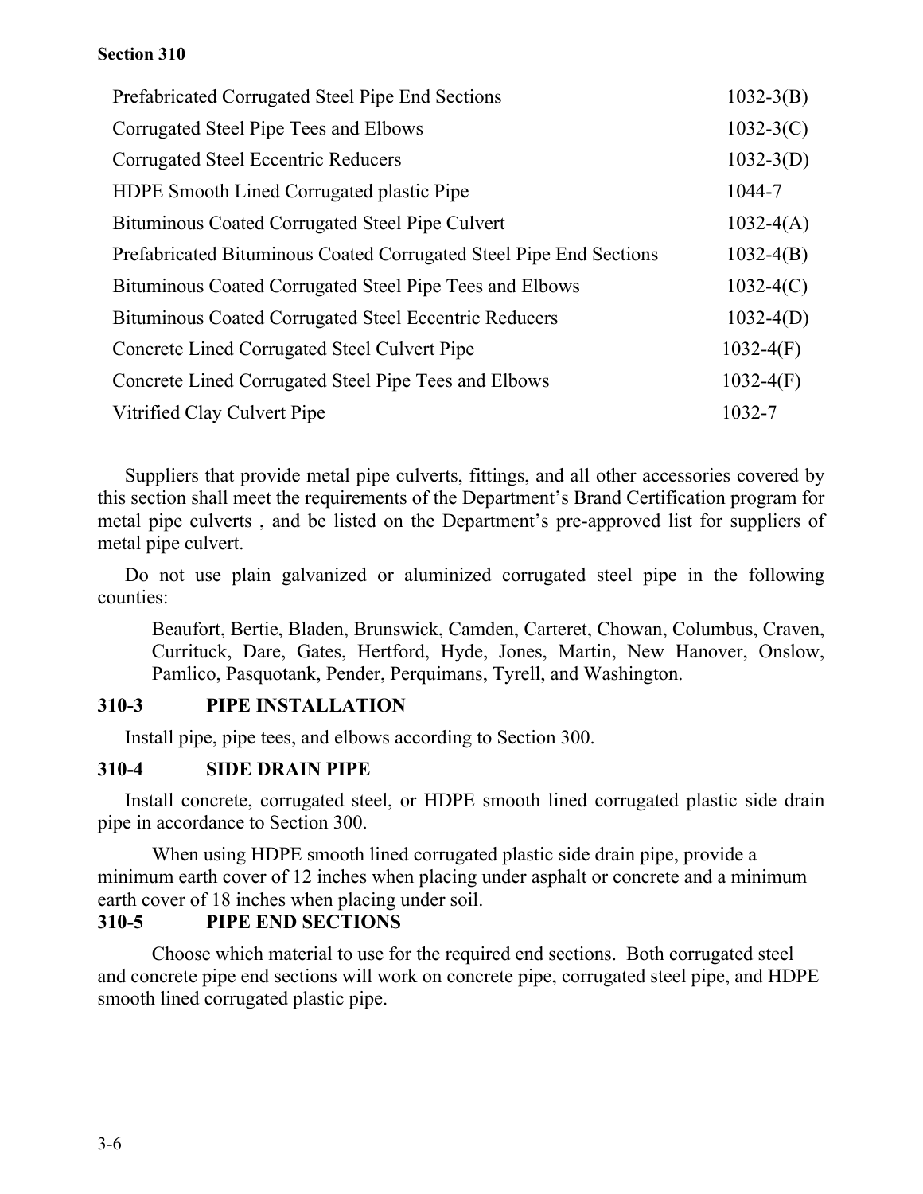| | |
|---|---|
| Prefabricated Corrugated Steel Pipe End Sections | 1032-3(B) |
| Corrugated Steel Pipe Tees and Elbows | 1032-3(C) |
| Corrugated Steel Eccentric Reducers | 1032-3(D) |
| HDPE Smooth Lined Corrugated plastic Pipe | 1044-7 |
| Bituminous Coated Corrugated Steel Pipe Culvert | 1032-4(A) |
| Prefabricated Bituminous Coated Corrugated Steel Pipe End Sections | 1032-4(B) |
| Bituminous Coated Corrugated Steel Pipe Tees and Elbows | 1032-4(C) |
| Bituminous Coated Corrugated Steel Eccentric Reducers | 1032-4(D) |
| Concrete Lined Corrugated Steel Culvert Pipe | 1032-4(F) |
| Concrete Lined Corrugated Steel Pipe Tees and Elbows | 1032-4(F) |
| Vitrified Clay Culvert Pipe | 1032-7 |

Suppliers that provide metal pipe culverts, fittings, and all other accessories covered by this section shall meet the requirements of the Department's Brand Certification program for metal pipe culverts , and be listed on the Department's pre-approved list for suppliers of metal pipe culvert.

Do not use plain galvanized or aluminized corrugated steel pipe in the following counties:

> Beaufort, Bertie, Bladen, Brunswick, Camden, Carteret, Chowan, Columbus, Craven, Currituck, Dare, Gates, Hertford, Hyde, Jones, Martin, New Hanover, Onslow, Pamlico, Pasquotank, Pender, Perquimans, Tyrell, and Washington.

## 310-3 PIPE INSTALLATION

Install pipe, pipe tees, and elbows according to Section 300.

## 310-4 SIDE DRAIN PIPE

Install concrete, corrugated steel, or HDPE smooth lined corrugated plastic side drain pipe in accordance to Section 300.

When using HDPE smooth lined corrugated plastic side drain pipe, provide a minimum earth cover of 12 inches when placing under asphalt or concrete and a minimum earth cover of 18 inches when placing under soil.

## 310-5 PIPE END SECTIONS

Choose which material to use for the required end sections. Both corrugated steel and concrete pipe end sections will work on concrete pipe, corrugated steel pipe, and HDPE smooth lined corrugated plastic pipe.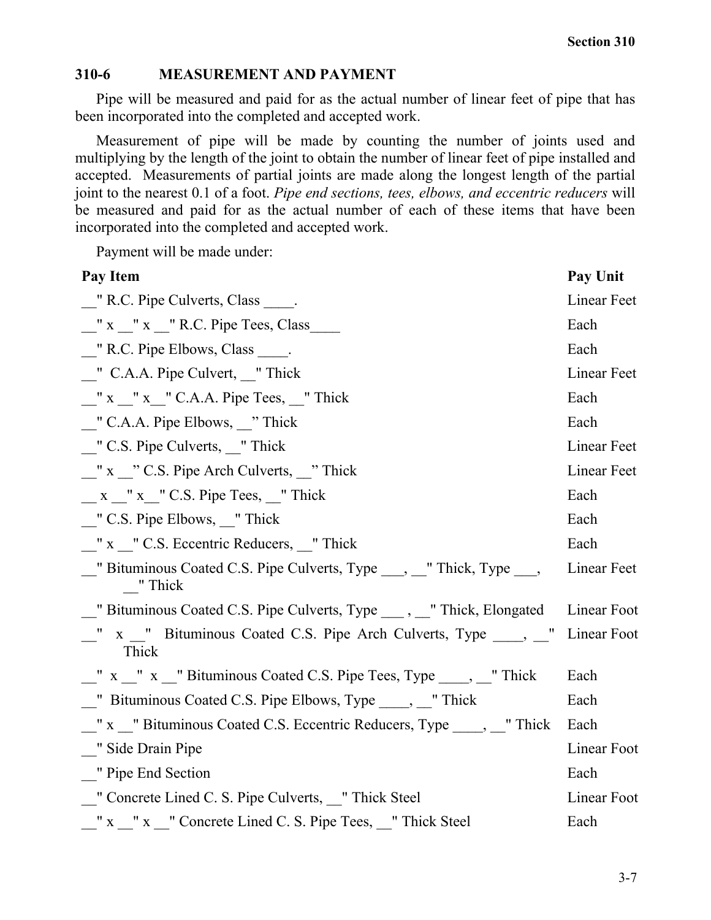## 310-6 MEASUREMENT AND PAYMENT

Pipe will be measured and paid for as the actual number of linear feet of pipe that has been incorporated into the completed and accepted work.

Measurement of pipe will be made by counting the number of joints used and multiplying by the length of the joint to obtain the number of linear feet of pipe installed and accepted. Measurements of partial joints are made along the longest length of the partial joint to the nearest 0.1 of a foot. *Pipe end sections, tees, elbows, and eccentric reducers* will be measured and paid for as the actual number of each of these items that have been incorporated into the completed and accepted work.

Payment will be made under:

| Pay Item | Pay Unit |
|---|---|
| __" R.C. Pipe Culverts, Class ____. | Linear Feet |
| __" x __" x __" R.C. Pipe Tees, Class____ | Each |
| __" R.C. Pipe Elbows, Class ____. | Each |
| __" C.A.A. Pipe Culvert, __" Thick | Linear Feet |
| __" x __" x__" C.A.A. Pipe Tees, __" Thick | Each |
| __" C.A.A. Pipe Elbows, __" Thick | Each |
| __" C.S. Pipe Culverts, __" Thick | Linear Feet |
| __" x __" C.S. Pipe Arch Culverts, __" Thick | Linear Feet |
| __ x __" x__" C.S. Pipe Tees, __" Thick | Each |
| __" C.S. Pipe Elbows, __" Thick | Each |
| __" x __" C.S. Eccentric Reducers, __" Thick | Each |
| __" Bituminous Coated C.S. Pipe Culverts, Type ___, __" Thick, Type ___, __" Thick | Linear Feet |
| __" Bituminous Coated C.S. Pipe Culverts, Type ___ , __" Thick, Elongated | Linear Foot |
| __" x __" Bituminous Coated C.S. Pipe Arch Culverts, Type ____, __" Thick | Linear Foot |
| __" x __" x __" Bituminous Coated C.S. Pipe Tees, Type ____, __" Thick | Each |
| __" Bituminous Coated C.S. Pipe Elbows, Type ____, __" Thick | Each |
| __" x __" Bituminous Coated C.S. Eccentric Reducers, Type ____, __" Thick | Each |
| __" Side Drain Pipe | Linear Foot |
| __" Pipe End Section | Each |
| __" Concrete Lined C. S. Pipe Culverts, __" Thick Steel | Linear Foot |
| __" x __" x __" Concrete Lined C. S. Pipe Tees, __" Thick Steel | Each |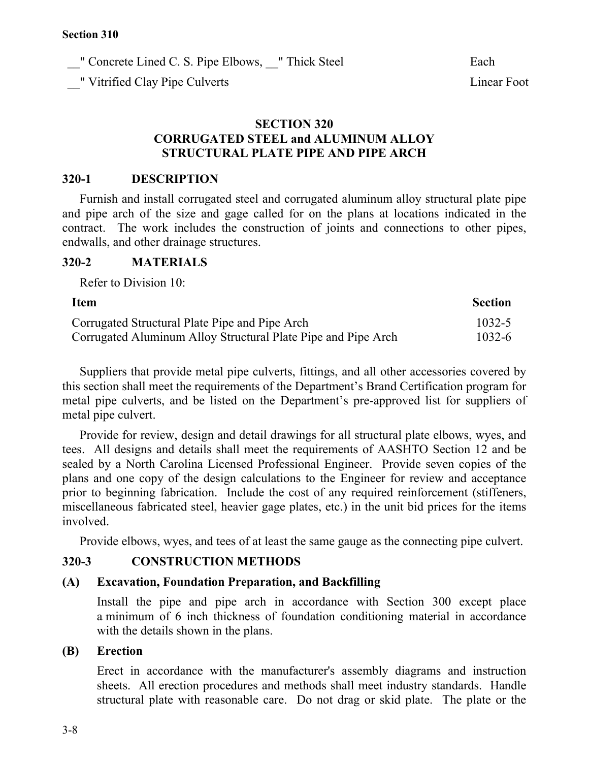| | |
|---|---|
| __" Concrete Lined C. S. Pipe Elbows, __" Thick Steel | Each |
| __" Vitrified Clay Pipe Culverts | Linear Foot |

# SECTION 320
# CORRUGATED STEEL and ALUMINUM ALLOY STRUCTURAL PLATE PIPE AND PIPE ARCH

## 320-1 DESCRIPTION

Furnish and install corrugated steel and corrugated aluminum alloy structural plate pipe and pipe arch of the size and gage called for on the plans at locations indicated in the contract. The work includes the construction of joints and connections to other pipes, endwalls, and other drainage structures.

## 320-2 MATERIALS

Refer to Division 10:

| Item | Section |
|---|---|
| Corrugated Structural Plate Pipe and Pipe Arch | 1032-5 |
| Corrugated Aluminum Alloy Structural Plate Pipe and Pipe Arch | 1032-6 |

Suppliers that provide metal pipe culverts, fittings, and all other accessories covered by this section shall meet the requirements of the Department's Brand Certification program for metal pipe culverts, and be listed on the Department's pre-approved list for suppliers of metal pipe culvert.

Provide for review, design and detail drawings for all structural plate elbows, wyes, and tees. All designs and details shall meet the requirements of AASHTO Section 12 and be sealed by a North Carolina Licensed Professional Engineer. Provide seven copies of the plans and one copy of the design calculations to the Engineer for review and acceptance prior to beginning fabrication. Include the cost of any required reinforcement (stiffeners, miscellaneous fabricated steel, heavier gage plates, etc.) in the unit bid prices for the items involved.

Provide elbows, wyes, and tees of at least the same gauge as the connecting pipe culvert.

## 320-3 CONSTRUCTION METHODS

### (A) Excavation, Foundation Preparation, and Backfilling

Install the pipe and pipe arch in accordance with Section 300 except place a minimum of 6 inch thickness of foundation conditioning material in accordance with the details shown in the plans.

### (B) Erection

Erect in accordance with the manufacturer's assembly diagrams and instruction sheets. All erection procedures and methods shall meet industry standards. Handle structural plate with reasonable care. Do not drag or skid plate. The plate or the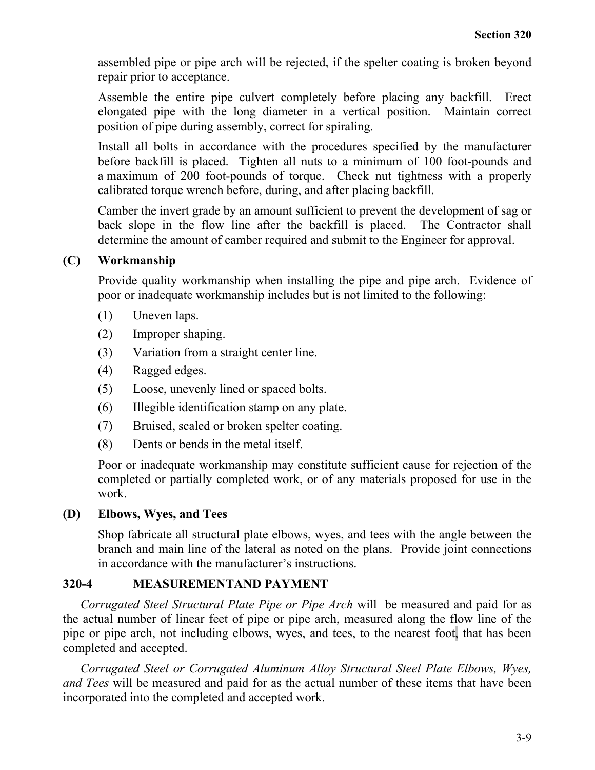assembled pipe or pipe arch will be rejected, if the spelter coating is broken beyond repair prior to acceptance.

Assemble the entire pipe culvert completely before placing any backfill. Erect elongated pipe with the long diameter in a vertical position. Maintain correct position of pipe during assembly, correct for spiraling.

Install all bolts in accordance with the procedures specified by the manufacturer before backfill is placed. Tighten all nuts to a minimum of 100 foot-pounds and a maximum of 200 foot-pounds of torque. Check nut tightness with a properly calibrated torque wrench before, during, and after placing backfill.

Camber the invert grade by an amount sufficient to prevent the development of sag or back slope in the flow line after the backfill is placed. The Contractor shall determine the amount of camber required and submit to the Engineer for approval.

**(C) Workmanship**

Provide quality workmanship when installing the pipe and pipe arch. Evidence of poor or inadequate workmanship includes but is not limited to the following:

(1) Uneven laps.

(2) Improper shaping.

(3) Variation from a straight center line.

(4) Ragged edges.

(5) Loose, unevenly lined or spaced bolts.

(6) Illegible identification stamp on any plate.

(7) Bruised, scaled or broken spelter coating.

(8) Dents or bends in the metal itself.

Poor or inadequate workmanship may constitute sufficient cause for rejection of the completed or partially completed work, or of any materials proposed for use in the work.

**(D) Elbows, Wyes, and Tees**

Shop fabricate all structural plate elbows, wyes, and tees with the angle between the branch and main line of the lateral as noted on the plans. Provide joint connections in accordance with the manufacturer's instructions.

## 320-4 MEASUREMENTAND PAYMENT

*Corrugated Steel Structural Plate Pipe or Pipe Arch* will be measured and paid for as the actual number of linear feet of pipe or pipe arch, measured along the flow line of the pipe or pipe arch, not including elbows, wyes, and tees, to the nearest foot, that has been completed and accepted.

*Corrugated Steel or Corrugated Aluminum Alloy Structural Steel Plate Elbows, Wyes, and Tees* will be measured and paid for as the actual number of these items that have been incorporated into the completed and accepted work.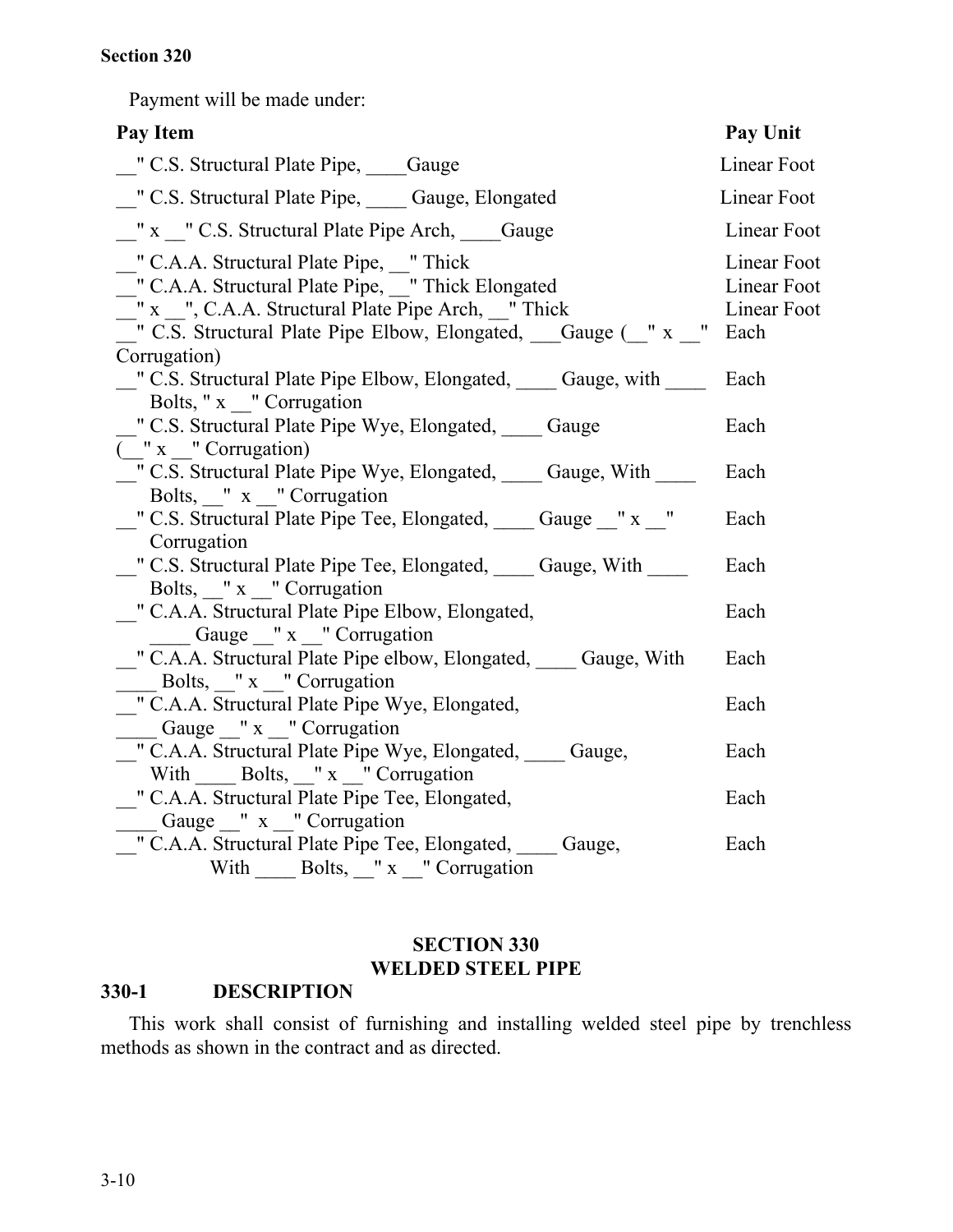Payment will be made under:

| Pay Item | Pay Unit |
| --- | --- |
| __" C.S. Structural Plate Pipe, ____Gauge | Linear Foot |
| __" C.S. Structural Plate Pipe, ____ Gauge, Elongated | Linear Foot |
| __" x __" C.S. Structural Plate Pipe Arch, ____Gauge | Linear Foot |
| __" C.A.A. Structural Plate Pipe, __" Thick | Linear Foot |
| __" C.A.A. Structural Plate Pipe, __" Thick Elongated | Linear Foot |
| __" x __", C.A.A. Structural Plate Pipe Arch, __" Thick | Linear Foot |
| __" C.S. Structural Plate Pipe Elbow, Elongated, ___Gauge (__" x __" Corrugation) | Each |
| __" C.S. Structural Plate Pipe Elbow, Elongated, ____ Gauge, with ____ Bolts, " x __" Corrugation | Each |
| __" C.S. Structural Plate Pipe Wye, Elongated, ____ Gauge (__" x __" Corrugation) | Each |
| __" C.S. Structural Plate Pipe Wye, Elongated, ____ Gauge, With ____ Bolts, __" x __" Corrugation | Each |
| __" C.S. Structural Plate Pipe Tee, Elongated, ____ Gauge __" x __" Corrugation | Each |
| __" C.S. Structural Plate Pipe Tee, Elongated, ____ Gauge, With ____ Bolts, __" x __" Corrugation | Each |
| __" C.A.A. Structural Plate Pipe Elbow, Elongated, ____ Gauge __" x __" Corrugation | Each |
| __" C.A.A. Structural Plate Pipe elbow, Elongated, ____ Gauge, With ____ Bolts, __" x __" Corrugation | Each |
| __" C.A.A. Structural Plate Pipe Wye, Elongated, ____ Gauge __" x __" Corrugation | Each |
| __" C.A.A. Structural Plate Pipe Wye, Elongated, ____ Gauge, With ____ Bolts, __" x __" Corrugation | Each |
| __" C.A.A. Structural Plate Pipe Tee, Elongated, ____ Gauge __" x __" Corrugation | Each |
| __" C.A.A. Structural Plate Pipe Tee, Elongated, ____ Gauge, With ____ Bolts, __" x __" Corrugation | Each |

# SECTION 330
# WELDED STEEL PIPE

## 330-1 DESCRIPTION

This work shall consist of furnishing and installing welded steel pipe by trenchless methods as shown in the contract and as directed.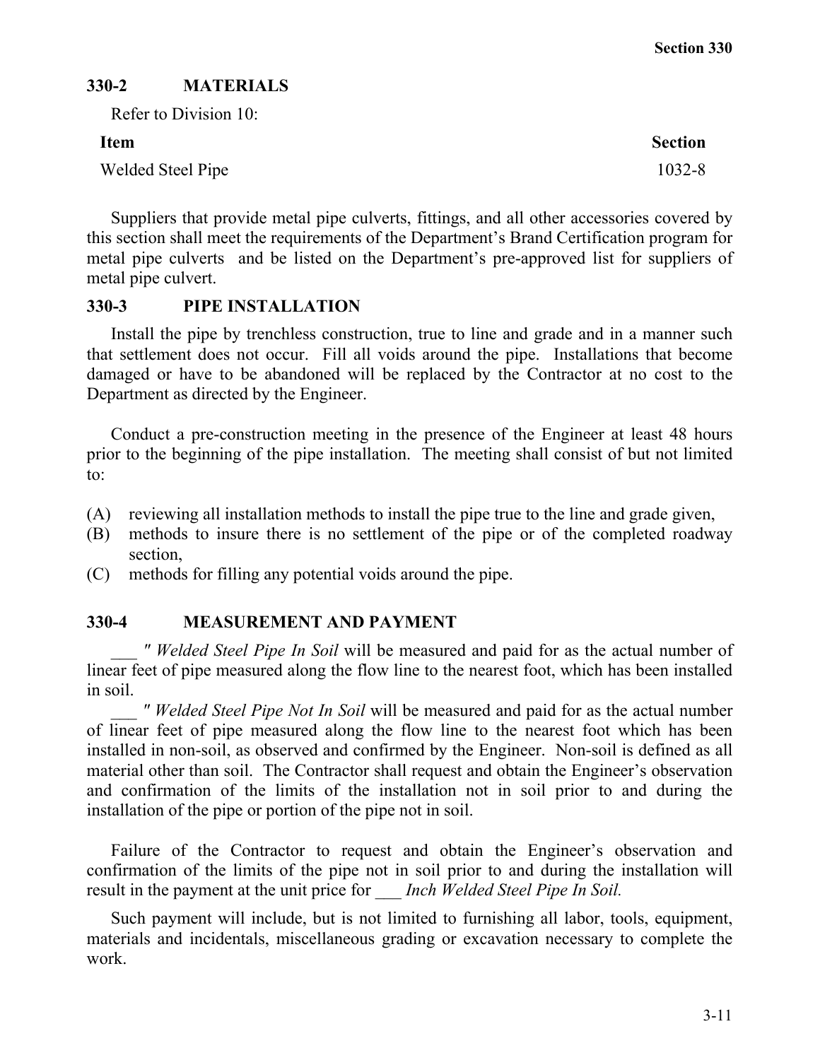## 330-2 MATERIALS

Refer to Division 10:

| Item | Section |
|---|---|
| Welded Steel Pipe | 1032-8 |

Suppliers that provide metal pipe culverts, fittings, and all other accessories covered by this section shall meet the requirements of the Department's Brand Certification program for metal pipe culverts  and be listed on the Department's pre-approved list for suppliers of metal pipe culvert.

## 330-3 PIPE INSTALLATION

Install the pipe by trenchless construction, true to line and grade and in a manner such that settlement does not occur. Fill all voids around the pipe. Installations that become damaged or have to be abandoned will be replaced by the Contractor at no cost to the Department as directed by the Engineer.

Conduct a pre-construction meeting in the presence of the Engineer at least 48 hours prior to the beginning of the pipe installation. The meeting shall consist of but not limited to:

(A) reviewing all installation methods to install the pipe true to the line and grade given,
(B) methods to insure there is no settlement of the pipe or of the completed roadway section,
(C) methods for filling any potential voids around the pipe.

## 330-4 MEASUREMENT AND PAYMENT

*___ " Welded Steel Pipe In Soil* will be measured and paid for as the actual number of linear feet of pipe measured along the flow line to the nearest foot, which has been installed in soil.

*___ " Welded Steel Pipe Not In Soil* will be measured and paid for as the actual number of linear feet of pipe measured along the flow line to the nearest foot which has been installed in non-soil, as observed and confirmed by the Engineer. Non-soil is defined as all material other than soil. The Contractor shall request and obtain the Engineer's observation and confirmation of the limits of the installation not in soil prior to and during the installation of the pipe or portion of the pipe not in soil.

Failure of the Contractor to request and obtain the Engineer's observation and confirmation of the limits of the pipe not in soil prior to and during the installation will result in the payment at the unit price for *___ Inch Welded Steel Pipe In Soil.*

Such payment will include, but is not limited to furnishing all labor, tools, equipment, materials and incidentals, miscellaneous grading or excavation necessary to complete the work.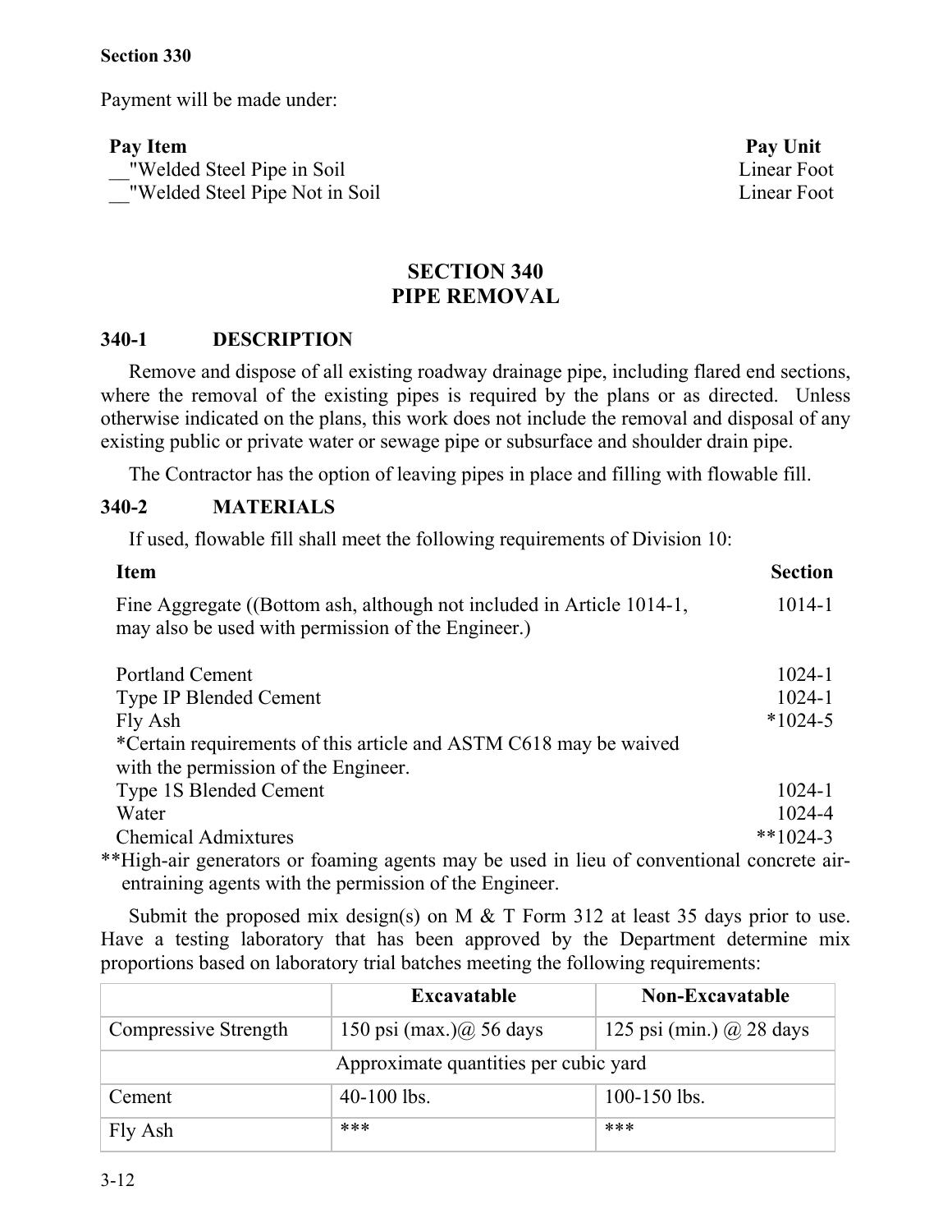Section 330

Payment will be made under:

| Pay Item | Pay Unit |
|---|---|
| __"Welded Steel Pipe in Soil | Linear Foot |
| __"Welded Steel Pipe Not in Soil | Linear Foot |

# SECTION 340
# PIPE REMOVAL

## 340-1 DESCRIPTION

Remove and dispose of all existing roadway drainage pipe, including flared end sections, where the removal of the existing pipes is required by the plans or as directed. Unless otherwise indicated on the plans, this work does not include the removal and disposal of any existing public or private water or sewage pipe or subsurface and shoulder drain pipe.

The Contractor has the option of leaving pipes in place and filling with flowable fill.

## 340-2 MATERIALS

If used, flowable fill shall meet the following requirements of Division 10:

| Item | Section |
|---|---|
| Fine Aggregate ((Bottom ash, although not included in Article 1014-1, may also be used with permission of the Engineer.) | 1014-1 |
| Portland Cement | 1024-1 |
| Type IP Blended Cement | 1024-1 |
| Fly Ash | *1024-5 |
| *Certain requirements of this article and ASTM C618 may be waived with the permission of the Engineer. | |
| Type 1S Blended Cement | 1024-1 |
| Water | 1024-4 |
| Chemical Admixtures | **1024-3 |

**High-air generators or foaming agents may be used in lieu of conventional concrete air-entraining agents with the permission of the Engineer.

Submit the proposed mix design(s) on M & T Form 312 at least 35 days prior to use. Have a testing laboratory that has been approved by the Department determine mix proportions based on laboratory trial batches meeting the following requirements:

| | Excavatable | Non-Excavatable |
|---|---|---|
| Compressive Strength | 150 psi (max.)@ 56 days | 125 psi (min.) @ 28 days |
| Approximate quantities per cubic yard | | |
| Cement | 40-100 lbs. | 100-150 lbs. |
| Fly Ash | *** | *** |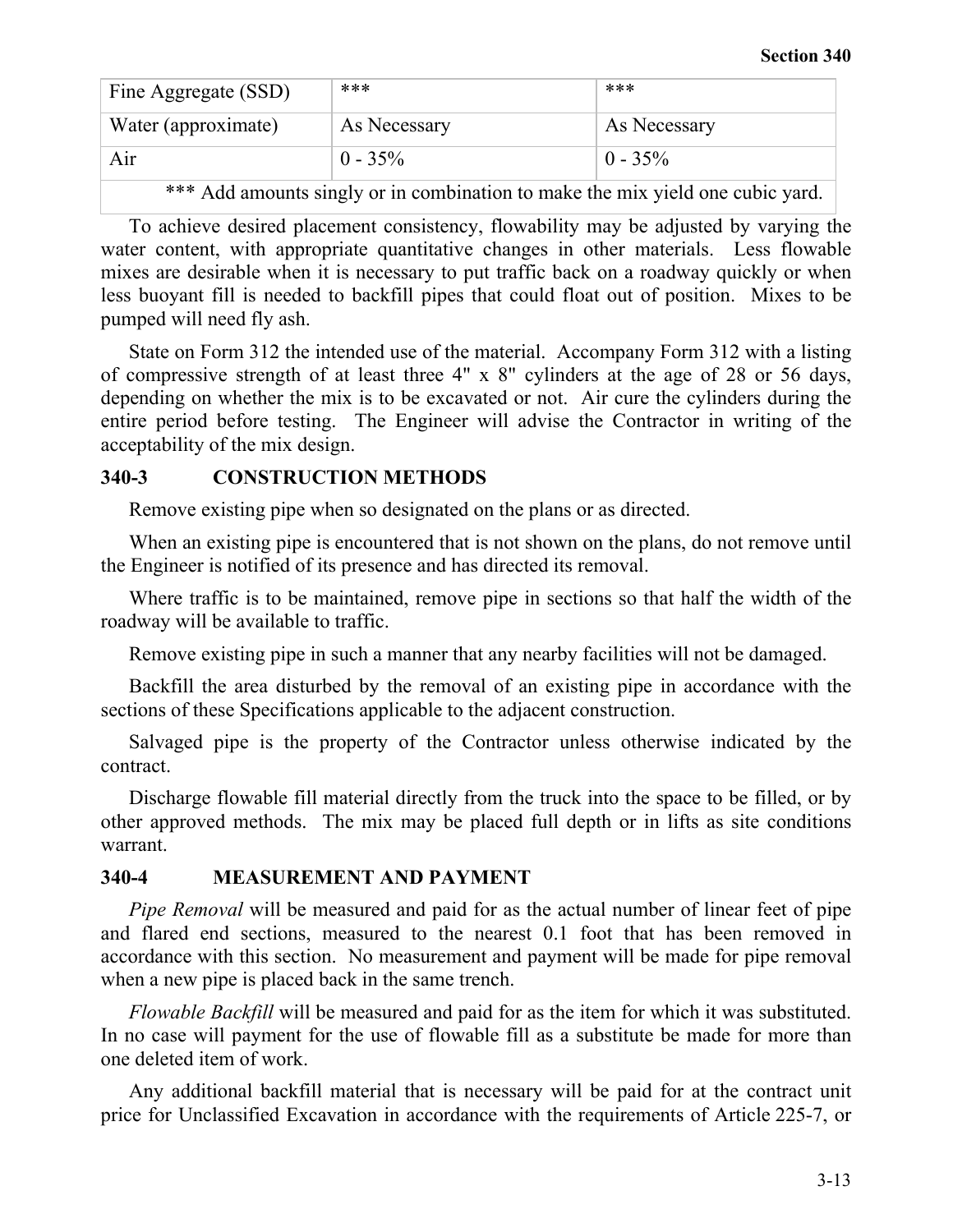| Fine Aggregate (SSD) | *** | *** |
|---|---|---|
| Water (approximate) | As Necessary | As Necessary |
| Air | 0 - 35% | 0 - 35% |
| *** Add amounts singly or in combination to make the mix yield one cubic yard. | | |

To achieve desired placement consistency, flowability may be adjusted by varying the water content, with appropriate quantitative changes in other materials. Less flowable mixes are desirable when it is necessary to put traffic back on a roadway quickly or when less buoyant fill is needed to backfill pipes that could float out of position. Mixes to be pumped will need fly ash.

State on Form 312 the intended use of the material. Accompany Form 312 with a listing of compressive strength of at least three 4" x 8" cylinders at the age of 28 or 56 days, depending on whether the mix is to be excavated or not. Air cure the cylinders during the entire period before testing. The Engineer will advise the Contractor in writing of the acceptability of the mix design.

## 340-3 CONSTRUCTION METHODS

Remove existing pipe when so designated on the plans or as directed.

When an existing pipe is encountered that is not shown on the plans, do not remove until the Engineer is notified of its presence and has directed its removal.

Where traffic is to be maintained, remove pipe in sections so that half the width of the roadway will be available to traffic.

Remove existing pipe in such a manner that any nearby facilities will not be damaged.

Backfill the area disturbed by the removal of an existing pipe in accordance with the sections of these Specifications applicable to the adjacent construction.

Salvaged pipe is the property of the Contractor unless otherwise indicated by the contract.

Discharge flowable fill material directly from the truck into the space to be filled, or by other approved methods. The mix may be placed full depth or in lifts as site conditions warrant.

## 340-4 MEASUREMENT AND PAYMENT

*Pipe Removal* will be measured and paid for as the actual number of linear feet of pipe and flared end sections, measured to the nearest 0.1 foot that has been removed in accordance with this section. No measurement and payment will be made for pipe removal when a new pipe is placed back in the same trench.

*Flowable Backfill* will be measured and paid for as the item for which it was substituted. In no case will payment for the use of flowable fill as a substitute be made for more than one deleted item of work.

Any additional backfill material that is necessary will be paid for at the contract unit price for Unclassified Excavation in accordance with the requirements of Article 225-7, or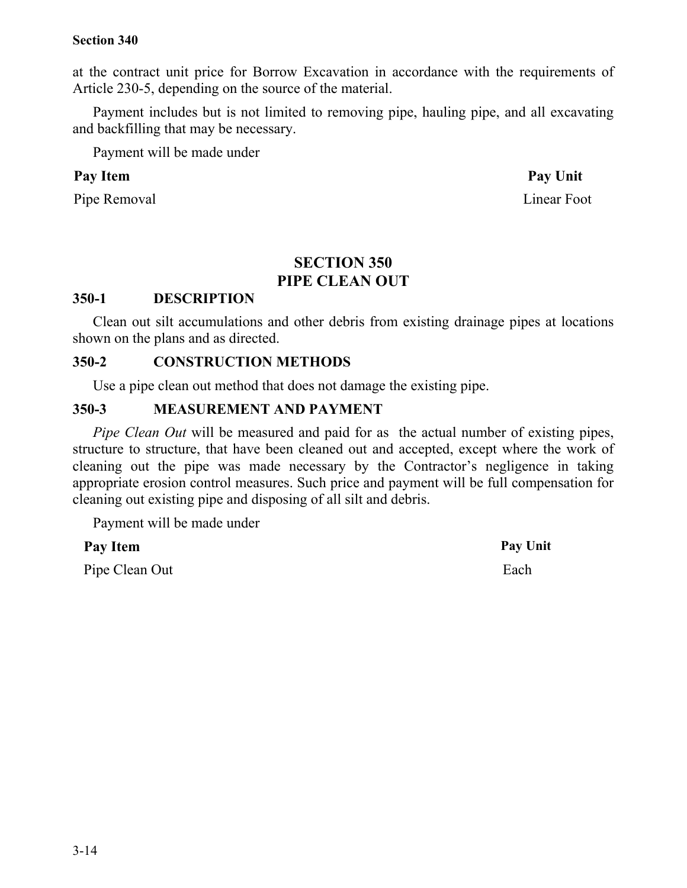at the contract unit price for Borrow Excavation in accordance with the requirements of Article 230-5, depending on the source of the material.

Payment includes but is not limited to removing pipe, hauling pipe, and all excavating and backfilling that may be necessary.

Payment will be made under

| Pay Item | Pay Unit |
| --- | --- |
| Pipe Removal | Linear Foot |

## SECTION 350
## PIPE CLEAN OUT

### 350-1 DESCRIPTION

Clean out silt accumulations and other debris from existing drainage pipes at locations shown on the plans and as directed.

### 350-2 CONSTRUCTION METHODS

Use a pipe clean out method that does not damage the existing pipe.

### 350-3 MEASUREMENT AND PAYMENT

*Pipe Clean Out* will be measured and paid for as the actual number of existing pipes, structure to structure, that have been cleaned out and accepted, except where the work of cleaning out the pipe was made necessary by the Contractor's negligence in taking appropriate erosion control measures. Such price and payment will be full compensation for cleaning out existing pipe and disposing of all silt and debris.

Payment will be made under

| Pay Item | Pay Unit |
| --- | --- |
| Pipe Clean Out | Each |